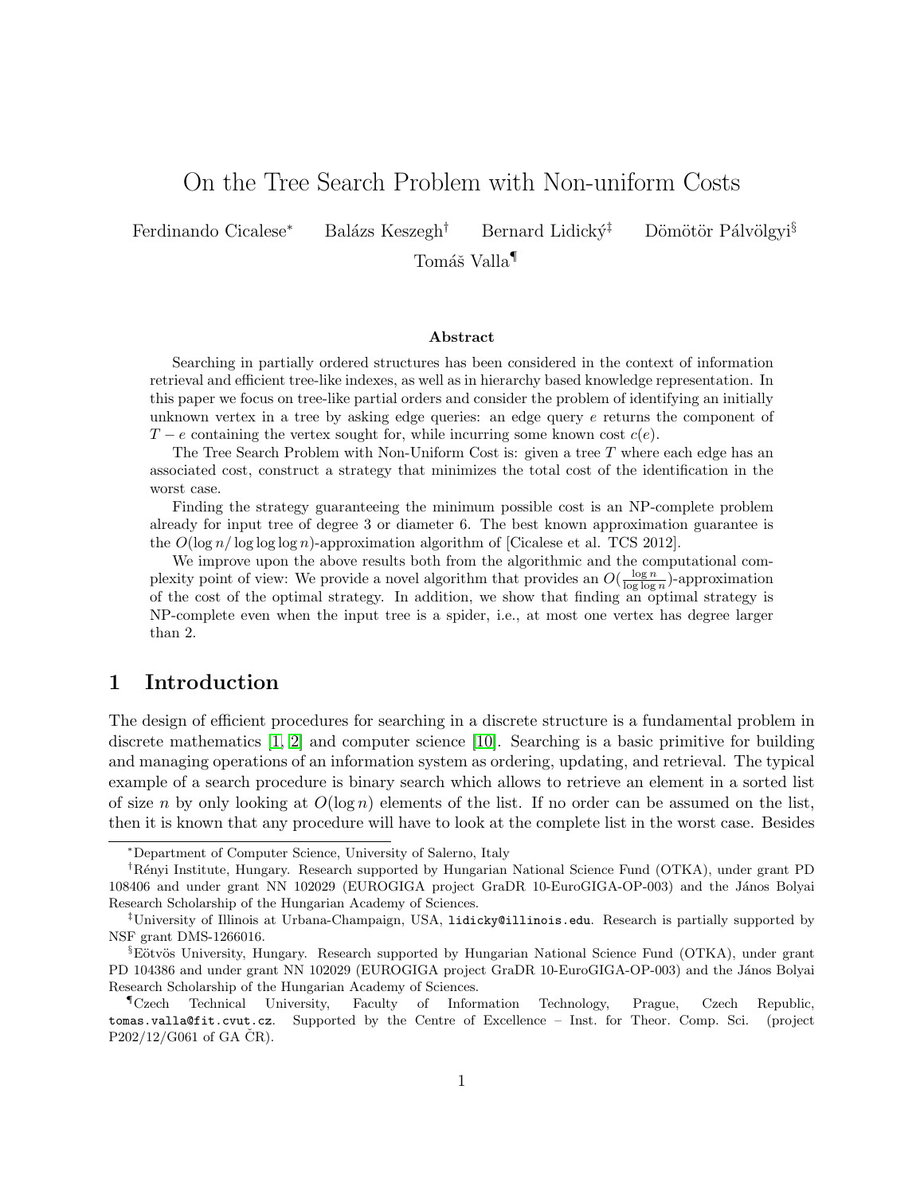# On the Tree Search Problem with Non-uniform Costs

Ferdinando Cicalese[*] Balázs Keszegh[†] Bernard Lidický[‡] Dömötör Pálvölgyi[§] Tomáš Valla[¶]

### Abstract

Searching in partially ordered structures has been considered in the context of information retrieval and efficient tree-like indexes, as well as in hierarchy based knowledge representation. In this paper we focus on tree-like partial orders and consider the problem of identifying an initially unknown vertex in a tree by asking edge queries: an edge query $e$ returns the component of $T - e$ containing the vertex sought for, while incurring some known cost $c(e)$.

The Tree Search Problem with Non-Uniform Cost is: given a tree $T$ where each edge has an associated cost, construct a strategy that minimizes the total cost of the identification in the worst case.

Finding the strategy guaranteeing the minimum possible cost is an NP-complete problem already for input tree of degree 3 or diameter 6. The best known approximation guarantee is the $O(\log n / \log\log\log n)$-approximation algorithm of [Cicalese et al. TCS 2012].

We improve upon the above results both from the algorithmic and the computational complexity point of view: We provide a novel algorithm that provides an $O(\frac{\log n}{\log\log n})$-approximation of the cost of the optimal strategy. In addition, we show that finding an optimal strategy is NP-complete even when the input tree is a spider, i.e., at most one vertex has degree larger than 2.

## 1 Introduction

The design of efficient procedures for searching in a discrete structure is a fundamental problem in discrete mathematics [1, 2] and computer science [10]. Searching is a basic primitive for building and managing operations of an information system as ordering, updating, and retrieval. The typical example of a search procedure is binary search which allows to retrieve an element in a sorted list of size $n$ by only looking at $O(\log n)$ elements of the list. If no order can be assumed on the list, then it is known that any procedure will have to look at the complete list in the worst case. Besides

---

[*] Department of Computer Science, University of Salerno, Italy

[†] Rényi Institute, Hungary. Research supported by Hungarian National Science Fund (OTKA), under grant PD 108406 and under grant NN 102029 (EUROGIGA project GraDR 10-EuroGIGA-OP-003) and the János Bolyai Research Scholarship of the Hungarian Academy of Sciences.

[‡] University of Illinois at Urbana-Champaign, USA, lidicky@illinois.edu. Research is partially supported by NSF grant DMS-1266016.

[§] Eötvös University, Hungary. Research supported by Hungarian National Science Fund (OTKA), under grant PD 104386 and under grant NN 102029 (EUROGIGA project GraDR 10-EuroGIGA-OP-003) and the János Bolyai Research Scholarship of the Hungarian Academy of Sciences.

[¶] Czech Technical University, Faculty of Information Technology, Prague, Czech Republic, tomas.valla@fit.cvut.cz. Supported by the Centre of Excellence – Inst. for Theor. Comp. Sci. (project P202/12/G061 of GA ČR).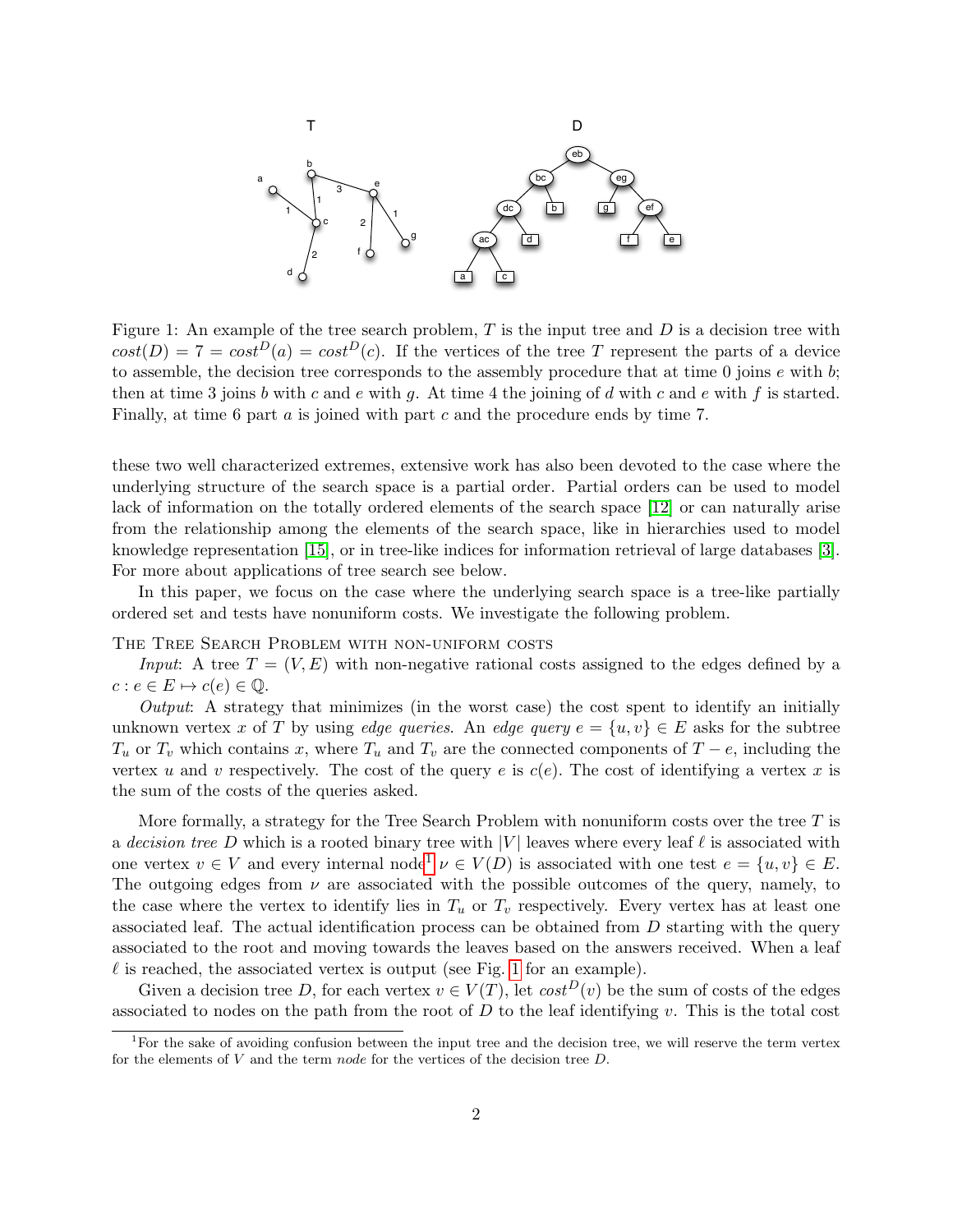Figure 1: An example of the tree search problem, $T$ is the input tree and $D$ is a decision tree with $cost(D) = 7 = cost^D(a) = cost^D(c)$. If the vertices of the tree $T$ represent the parts of a device to assemble, the decision tree corresponds to the assembly procedure that at time 0 joins $e$ with $b$; then at time 3 joins $b$ with $c$ and $e$ with $g$. At time 4 the joining of $d$ with $c$ and $e$ with $f$ is started. Finally, at time 6 part $a$ is joined with part $c$ and the procedure ends by time 7.

these two well characterized extremes, extensive work has also been devoted to the case where the underlying structure of the search space is a partial order. Partial orders can be used to model lack of information on the totally ordered elements of the search space [12] or can naturally arise from the relationship among the elements of the search space, like in hierarchies used to model knowledge representation [15], or in tree-like indices for information retrieval of large databases [3]. For more about applications of tree search see below.

In this paper, we focus on the case where the underlying search space is a tree-like partially ordered set and tests have nonuniform costs. We investigate the following problem.

The Tree Search Problem with non-uniform costs

*Input*: A tree $T = (V, E)$ with non-negative rational costs assigned to the edges defined by a $c : e \in E \mapsto c(e) \in \mathbb{Q}$.

*Output*: A strategy that minimizes (in the worst case) the cost spent to identify an initially unknown vertex $x$ of $T$ by using *edge queries*. An *edge query* $e = \{u, v\} \in E$ asks for the subtree $T_u$ or $T_v$ which contains $x$, where $T_u$ and $T_v$ are the connected components of $T - e$, including the vertex $u$ and $v$ respectively. The cost of the query $e$ is $c(e)$. The cost of identifying a vertex $x$ is the sum of the costs of the queries asked.

More formally, a strategy for the Tree Search Problem with nonuniform costs over the tree $T$ is a *decision tree* $D$ which is a rooted binary tree with $|V|$ leaves where every leaf $\ell$ is associated with one vertex $v \in V$ and every internal node[1] $\nu \in V(D)$ is associated with one test $e = \{u, v\} \in E$. The outgoing edges from $\nu$ are associated with the possible outcomes of the query, namely, to the case where the vertex to identify lies in $T_u$ or $T_v$ respectively. Every vertex has at least one associated leaf. The actual identification process can be obtained from $D$ starting with the query associated to the root and moving towards the leaves based on the answers received. When a leaf $\ell$ is reached, the associated vertex is output (see Fig. 1 for an example).

Given a decision tree $D$, for each vertex $v \in V(T)$, let $cost^D(v)$ be the sum of costs of the edges associated to nodes on the path from the root of $D$ to the leaf identifying $v$. This is the total cost

[1] For the sake of avoiding confusion between the input tree and the decision tree, we will reserve the term vertex for the elements of $V$ and the term *node* for the vertices of the decision tree $D$.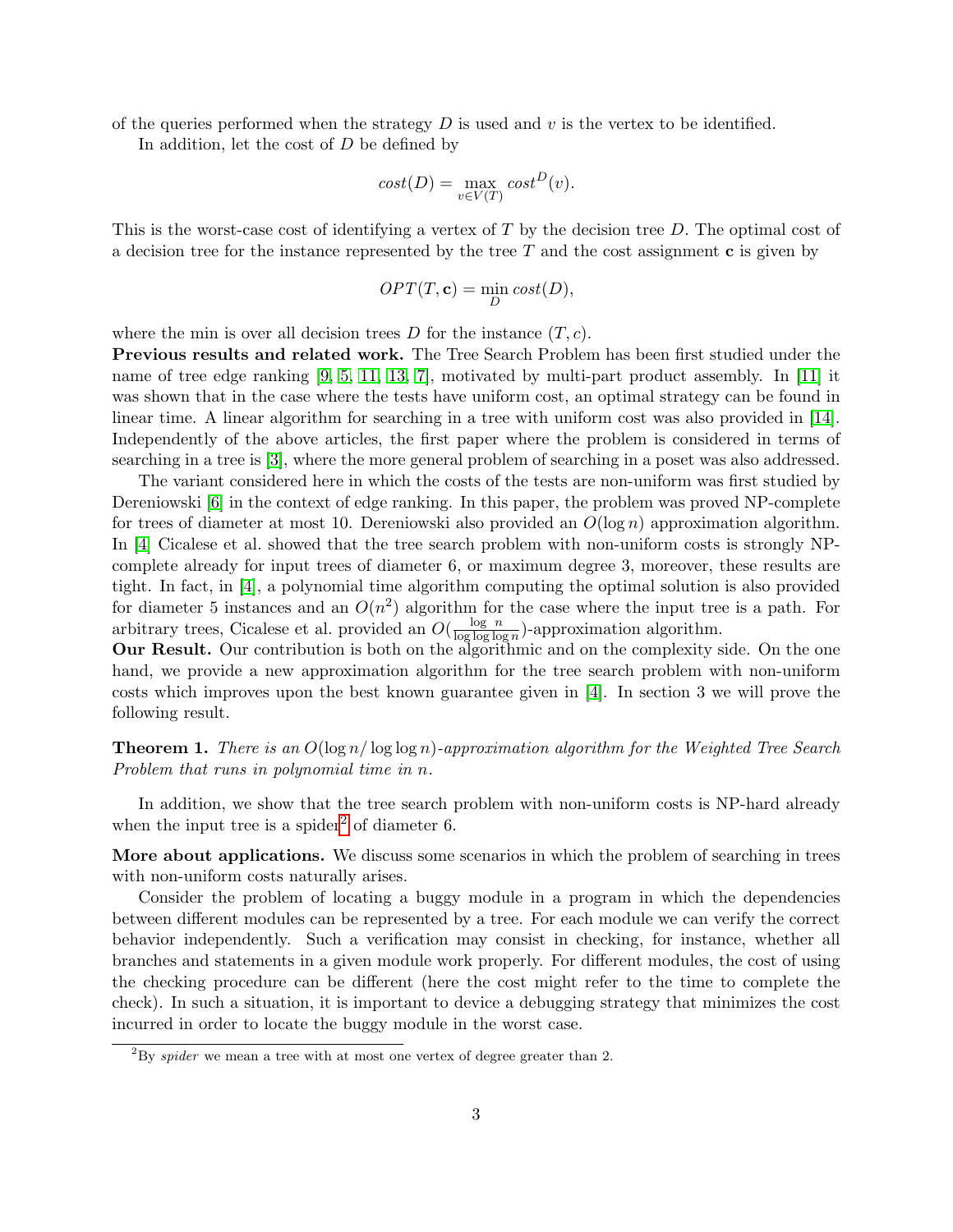of the queries performed when the strategy $D$ is used and $v$ is the vertex to be identified.

In addition, let the cost of $D$ be defined by

$$cost(D) = \max_{v \in V(T)} cost^D(v).$$

This is the worst-case cost of identifying a vertex of $T$ by the decision tree $D$. The optimal cost of a decision tree for the instance represented by the tree $T$ and the cost assignment $\mathbf{c}$ is given by

$$OPT(T, \mathbf{c}) = \min_{D} cost(D),$$

where the min is over all decision trees $D$ for the instance $(T, c)$.

**Previous results and related work.** The Tree Search Problem has been first studied under the name of tree edge ranking [9, 5, 11, 13, 7], motivated by multi-part product assembly. In [11] it was shown that in the case where the tests have uniform cost, an optimal strategy can be found in linear time. A linear algorithm for searching in a tree with uniform cost was also provided in [14]. Independently of the above articles, the first paper where the problem is considered in terms of searching in a tree is [3], where the more general problem of searching in a poset was also addressed.

The variant considered here in which the costs of the tests are non-uniform was first studied by Dereniowski [6] in the context of edge ranking. In this paper, the problem was proved NP-complete for trees of diameter at most 10. Dereniowski also provided an $O(\log n)$ approximation algorithm. In [4] Cicalese et al. showed that the tree search problem with non-uniform costs is strongly NP-complete already for input trees of diameter 6, or maximum degree 3, moreover, these results are tight. In fact, in [4], a polynomial time algorithm computing the optimal solution is also provided for diameter 5 instances and an $O(n^2)$ algorithm for the case where the input tree is a path. For arbitrary trees, Cicalese et al. provided an $O(\frac{\log n}{\log \log \log n})$-approximation algorithm.

**Our Result.** Our contribution is both on the algorithmic and on the complexity side. On the one hand, we provide a new approximation algorithm for the tree search problem with non-uniform costs which improves upon the best known guarantee given in [4]. In section 3 we will prove the following result.

**Theorem 1.** *There is an $O(\log n / \log \log n)$-approximation algorithm for the Weighted Tree Search Problem that runs in polynomial time in $n$.*

In addition, we show that the tree search problem with non-uniform costs is NP-hard already when the input tree is a spider[2] of diameter 6.

**More about applications.** We discuss some scenarios in which the problem of searching in trees with non-uniform costs naturally arises.

Consider the problem of locating a buggy module in a program in which the dependencies between different modules can be represented by a tree. For each module we can verify the correct behavior independently. Such a verification may consist in checking, for instance, whether all branches and statements in a given module work properly. For different modules, the cost of using the checking procedure can be different (here the cost might refer to the time to complete the check). In such a situation, it is important to device a debugging strategy that minimizes the cost incurred in order to locate the buggy module in the worst case.

[2] By *spider* we mean a tree with at most one vertex of degree greater than 2.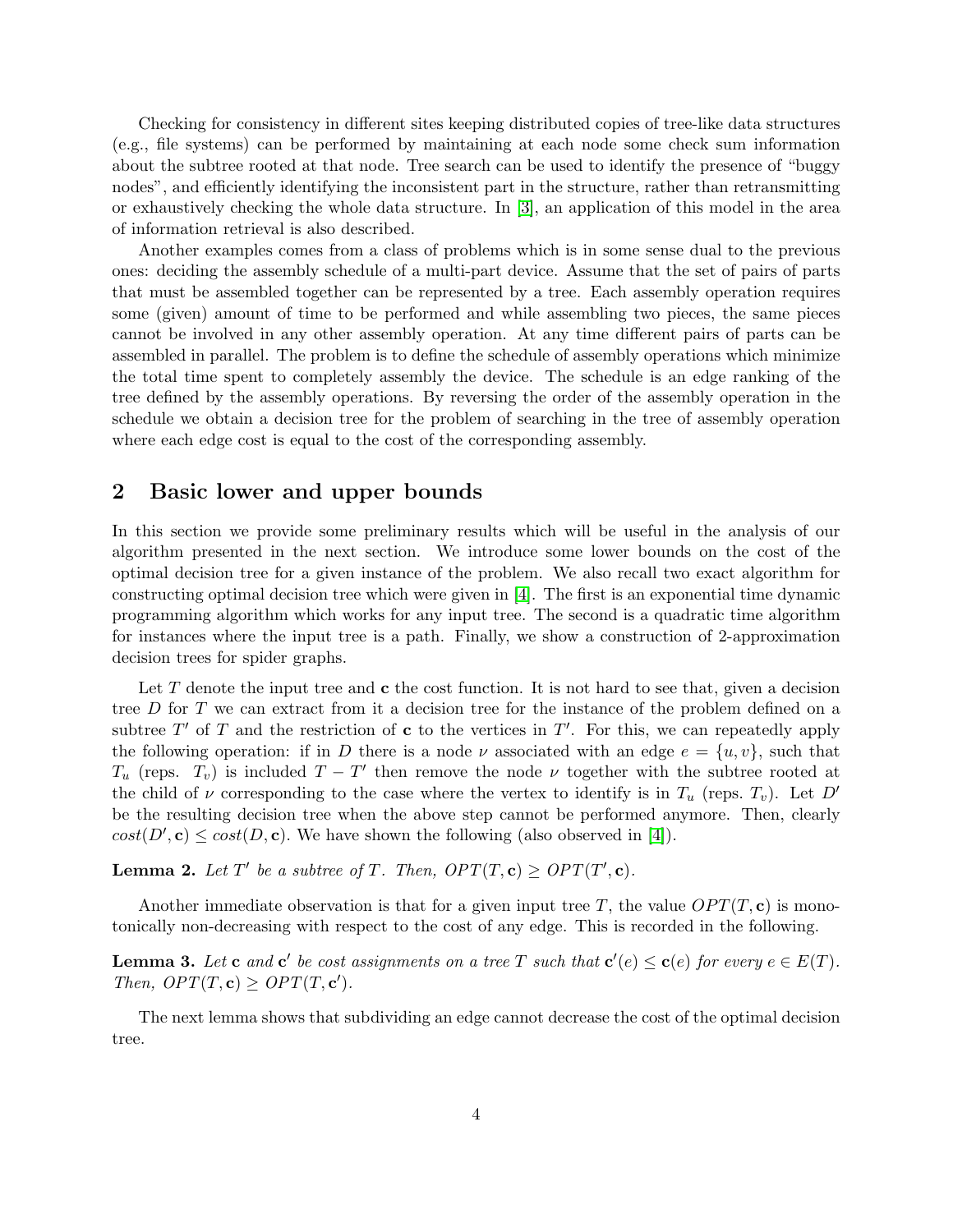Checking for consistency in different sites keeping distributed copies of tree-like data structures (e.g., file systems) can be performed by maintaining at each node some check sum information about the subtree rooted at that node. Tree search can be used to identify the presence of "buggy nodes", and efficiently identifying the inconsistent part in the structure, rather than retransmitting or exhaustively checking the whole data structure. In [3], an application of this model in the area of information retrieval is also described.

Another examples comes from a class of problems which is in some sense dual to the previous ones: deciding the assembly schedule of a multi-part device. Assume that the set of pairs of parts that must be assembled together can be represented by a tree. Each assembly operation requires some (given) amount of time to be performed and while assembling two pieces, the same pieces cannot be involved in any other assembly operation. At any time different pairs of parts can be assembled in parallel. The problem is to define the schedule of assembly operations which minimize the total time spent to completely assembly the device. The schedule is an edge ranking of the tree defined by the assembly operations. By reversing the order of the assembly operation in the schedule we obtain a decision tree for the problem of searching in the tree of assembly operation where each edge cost is equal to the cost of the corresponding assembly.

## 2 Basic lower and upper bounds

In this section we provide some preliminary results which will be useful in the analysis of our algorithm presented in the next section. We introduce some lower bounds on the cost of the optimal decision tree for a given instance of the problem. We also recall two exact algorithm for constructing optimal decision tree which were given in [4]. The first is an exponential time dynamic programming algorithm which works for any input tree. The second is a quadratic time algorithm for instances where the input tree is a path. Finally, we show a construction of 2-approximation decision trees for spider graphs.

Let $T$ denote the input tree and $\mathbf{c}$ the cost function. It is not hard to see that, given a decision tree $D$ for $T$ we can extract from it a decision tree for the instance of the problem defined on a subtree $T'$ of $T$ and the restriction of $\mathbf{c}$ to the vertices in $T'$. For this, we can repeatedly apply the following operation: if in $D$ there is a node $\nu$ associated with an edge $e = \{u, v\}$, such that $T_u$ (reps. $T_v$) is included $T - T'$ then remove the node $\nu$ together with the subtree rooted at the child of $\nu$ corresponding to the case where the vertex to identify is in $T_u$ (reps. $T_v$). Let $D'$ be the resulting decision tree when the above step cannot be performed anymore. Then, clearly $cost(D', \mathbf{c}) \leq cost(D, \mathbf{c})$. We have shown the following (also observed in [4]).

**Lemma 2.** *Let $T'$ be a subtree of $T$. Then, $OPT(T, \mathbf{c}) \geq OPT(T', \mathbf{c})$.*

Another immediate observation is that for a given input tree $T$, the value $OPT(T, \mathbf{c})$ is monotonically non-decreasing with respect to the cost of any edge. This is recorded in the following.

**Lemma 3.** *Let $\mathbf{c}$ and $\mathbf{c}'$ be cost assignments on a tree $T$ such that $\mathbf{c}'(e) \leq \mathbf{c}(e)$ for every $e \in E(T)$. Then, $OPT(T, \mathbf{c}) \geq OPT(T, \mathbf{c}')$.*

The next lemma shows that subdividing an edge cannot decrease the cost of the optimal decision tree.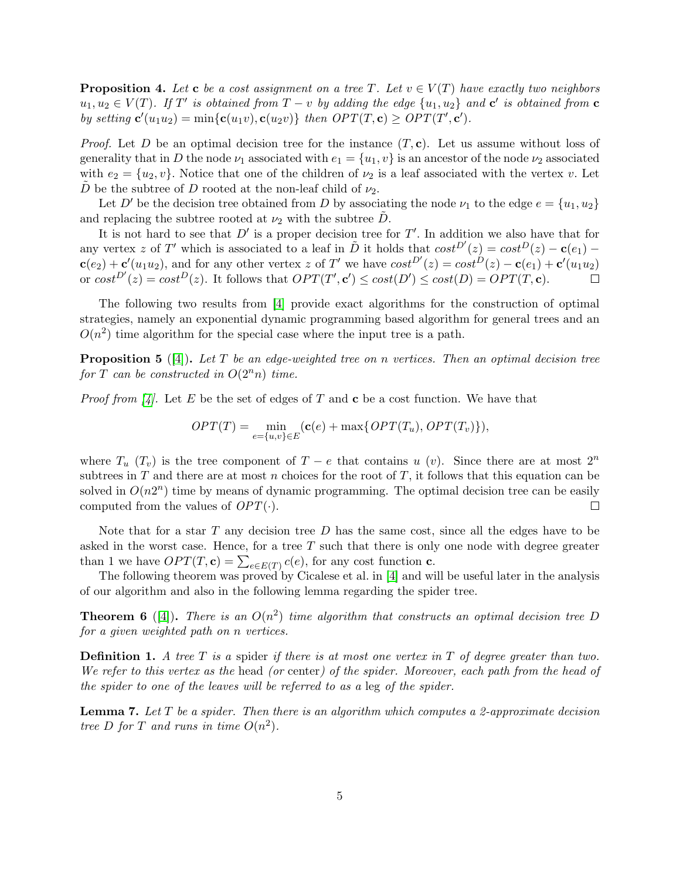**Proposition 4.** *Let* $\mathbf{c}$ *be a cost assignment on a tree* $T$*. Let* $v \in V(T)$ *have exactly two neighbors* $u_1, u_2 \in V(T)$*. If* $T'$ *is obtained from* $T - v$ *by adding the edge* $\{u_1, u_2\}$ *and* $\mathbf{c}'$ *is obtained from* $\mathbf{c}$ *by setting* $\mathbf{c}'(u_1u_2) = \min\{\mathbf{c}(u_1v), \mathbf{c}(u_2v)\}$ *then* $OPT(T, \mathbf{c}) \geq OPT(T', \mathbf{c}')$.

*Proof.* Let $D$ be an optimal decision tree for the instance $(T, \mathbf{c})$. Let us assume without loss of generality that in $D$ the node $\nu_1$ associated with $e_1 = \{u_1, v\}$ is an ancestor of the node $\nu_2$ associated with $e_2 = \{u_2, v\}$. Notice that one of the children of $\nu_2$ is a leaf associated with the vertex $v$. Let $\tilde{D}$ be the subtree of $D$ rooted at the non-leaf child of $\nu_2$.

Let $D'$ be the decision tree obtained from $D$ by associating the node $\nu_1$ to the edge $e = \{u_1, u_2\}$ and replacing the subtree rooted at $\nu_2$ with the subtree $\tilde{D}$.

It is not hard to see that $D'$ is a proper decision tree for $T'$. In addition we also have that for any vertex $z$ of $T'$ which is associated to a leaf in $\tilde{D}$ it holds that $cost^{D'}(z) = cost^{D}(z) - \mathbf{c}(e_1) - \mathbf{c}(e_2) + \mathbf{c}'(u_1u_2)$, and for any other vertex $z$ of $T'$ we have $cost^{D'}(z) = cost^{D}(z) - \mathbf{c}(e_1) + \mathbf{c}'(u_1u_2)$ or $cost^{D'}(z) = cost^{D}(z)$. It follows that $OPT(T', \mathbf{c}') \leq cost(D') \leq cost(D) = OPT(T, \mathbf{c})$. □

The following two results from [4] provide exact algorithms for the construction of optimal strategies, namely an exponential dynamic programming based algorithm for general trees and an $O(n^2)$ time algorithm for the special case where the input tree is a path.

**Proposition 5** ([4])**.** *Let* $T$ *be an edge-weighted tree on* $n$ *vertices. Then an optimal decision tree for* $T$ *can be constructed in* $O(2^n n)$ *time.*

*Proof from [4].* Let $E$ be the set of edges of $T$ and $\mathbf{c}$ be a cost function. We have that

$$OPT(T) = \min_{e=\{u,v\} \in E} (\mathbf{c}(e) + \max\{OPT(T_u), OPT(T_v)\}),$$

where $T_u$ ($T_v$) is the tree component of $T - e$ that contains $u$ ($v$). Since there are at most $2^n$ subtrees in $T$ and there are at most $n$ choices for the root of $T$, it follows that this equation can be solved in $O(n2^n)$ time by means of dynamic programming. The optimal decision tree can be easily computed from the values of $OPT(\cdot)$. □

Note that for a star $T$ any decision tree $D$ has the same cost, since all the edges have to be asked in the worst case. Hence, for a tree $T$ such that there is only one node with degree greater than 1 we have $OPT(T, \mathbf{c}) = \sum_{e \in E(T)} c(e)$, for any cost function $\mathbf{c}$.

The following theorem was proved by Cicalese et al. in [4] and will be useful later in the analysis of our algorithm and also in the following lemma regarding the spider tree.

**Theorem 6** ([4])**.** *There is an* $O(n^2)$ *time algorithm that constructs an optimal decision tree* $D$ *for a given weighted path on* $n$ *vertices.*

**Definition 1.** *A tree* $T$ *is a* spider *if there is at most one vertex in* $T$ *of degree greater than two. We refer to this vertex as the* head *(or* center*) of the spider. Moreover, each path from the head of the spider to one of the leaves will be referred to as a* leg *of the spider.*

**Lemma 7.** *Let* $T$ *be a spider. Then there is an algorithm which computes a 2-approximate decision tree* $D$ *for* $T$ *and runs in time* $O(n^2)$.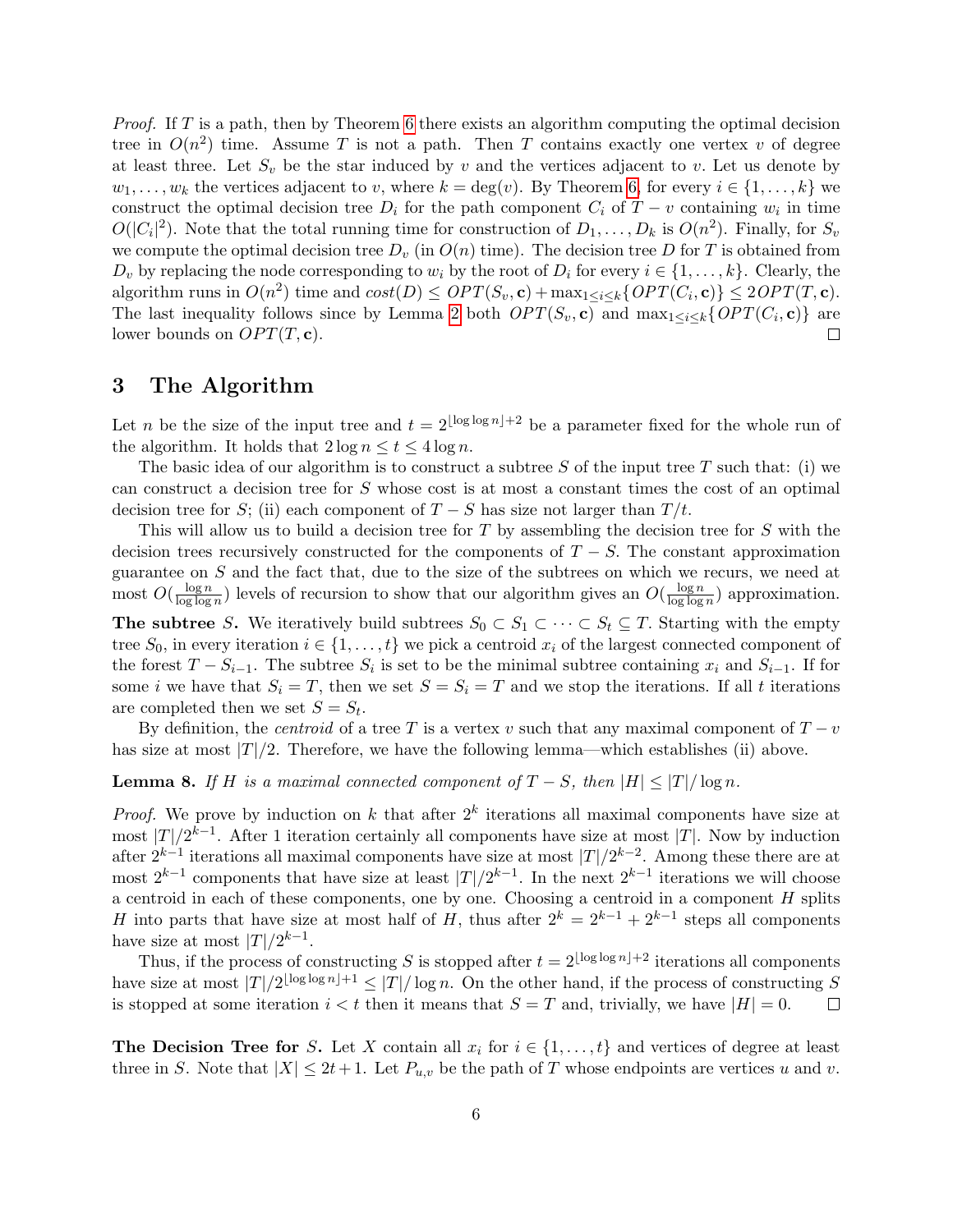*Proof.* If $T$ is a path, then by Theorem 6 there exists an algorithm computing the optimal decision tree in $O(n^2)$ time. Assume $T$ is not a path. Then $T$ contains exactly one vertex $v$ of degree at least three. Let $S_v$ be the star induced by $v$ and the vertices adjacent to $v$. Let us denote by $w_1, \ldots, w_k$ the vertices adjacent to $v$, where $k = \deg(v)$. By Theorem 6, for every $i \in \{1, \ldots, k\}$ we construct the optimal decision tree $D_i$ for the path component $C_i$ of $T - v$ containing $w_i$ in time $O(|C_i|^2)$. Note that the total running time for construction of $D_1, \ldots, D_k$ is $O(n^2)$. Finally, for $S_v$ we compute the optimal decision tree $D_v$ (in $O(n)$ time). The decision tree $D$ for $T$ is obtained from $D_v$ by replacing the node corresponding to $w_i$ by the root of $D_i$ for every $i \in \{1, \ldots, k\}$. Clearly, the algorithm runs in $O(n^2)$ time and $cost(D) \leq OPT(S_v, \mathbf{c}) + \max_{1 \leq i \leq k}\{OPT(C_i, \mathbf{c})\} \leq 2OPT(T, \mathbf{c})$. The last inequality follows since by Lemma 2 both $OPT(S_v, \mathbf{c})$ and $\max_{1 \leq i \leq k}\{OPT(C_i, \mathbf{c})\}$ are lower bounds on $OPT(T, \mathbf{c})$. □

# 3 The Algorithm

Let $n$ be the size of the input tree and $t = 2^{\lfloor \log \log n \rfloor + 2}$ be a parameter fixed for the whole run of the algorithm. It holds that $2 \log n \leq t \leq 4 \log n$.

The basic idea of our algorithm is to construct a subtree $S$ of the input tree $T$ such that: (i) we can construct a decision tree for $S$ whose cost is at most a constant times the cost of an optimal decision tree for $S$; (ii) each component of $T - S$ has size not larger than $T/t$.

This will allow us to build a decision tree for $T$ by assembling the decision tree for $S$ with the decision trees recursively constructed for the components of $T - S$. The constant approximation guarantee on $S$ and the fact that, due to the size of the subtrees on which we recurs, we need at most $O(\frac{\log n}{\log \log n})$ levels of recursion to show that our algorithm gives an $O(\frac{\log n}{\log \log n})$ approximation.

**The subtree $S$.** We iteratively build subtrees $S_0 \subset S_1 \subset \cdots \subset S_t \subseteq T$. Starting with the empty tree $S_0$, in every iteration $i \in \{1, \ldots, t\}$ we pick a centroid $x_i$ of the largest connected component of the forest $T - S_{i-1}$. The subtree $S_i$ is set to be the minimal subtree containing $x_i$ and $S_{i-1}$. If for some $i$ we have that $S_i = T$, then we set $S = S_i = T$ and we stop the iterations. If all $t$ iterations are completed then we set $S = S_t$.

By definition, the *centroid* of a tree $T$ is a vertex $v$ such that any maximal component of $T - v$ has size at most $|T|/2$. Therefore, we have the following lemma—which establishes (ii) above.

**Lemma 8.** *If $H$ is a maximal connected component of $T - S$, then $|H| \leq |T|/\log n$.*

*Proof.* We prove by induction on $k$ that after $2^k$ iterations all maximal components have size at most $|T|/2^{k-1}$. After 1 iteration certainly all components have size at most $|T|$. Now by induction after $2^{k-1}$ iterations all maximal components have size at most $|T|/2^{k-2}$. Among these there are at most $2^{k-1}$ components that have size at least $|T|/2^{k-1}$. In the next $2^{k-1}$ iterations we will choose a centroid in each of these components, one by one. Choosing a centroid in a component $H$ splits $H$ into parts that have size at most half of $H$, thus after $2^k = 2^{k-1} + 2^{k-1}$ steps all components have size at most $|T|/2^{k-1}$.

Thus, if the process of constructing $S$ is stopped after $t = 2^{\lfloor \log \log n \rfloor + 2}$ iterations all components have size at most $|T|/2^{\lfloor \log \log n \rfloor + 1} \leq |T|/\log n$. On the other hand, if the process of constructing $S$ is stopped at some iteration $i < t$ then it means that $S = T$ and, trivially, we have $|H| = 0$. □

**The Decision Tree for $S$.** Let $X$ contain all $x_i$ for $i \in \{1, \ldots, t\}$ and vertices of degree at least three in $S$. Note that $|X| \leq 2t + 1$. Let $P_{u,v}$ be the path of $T$ whose endpoints are vertices $u$ and $v$.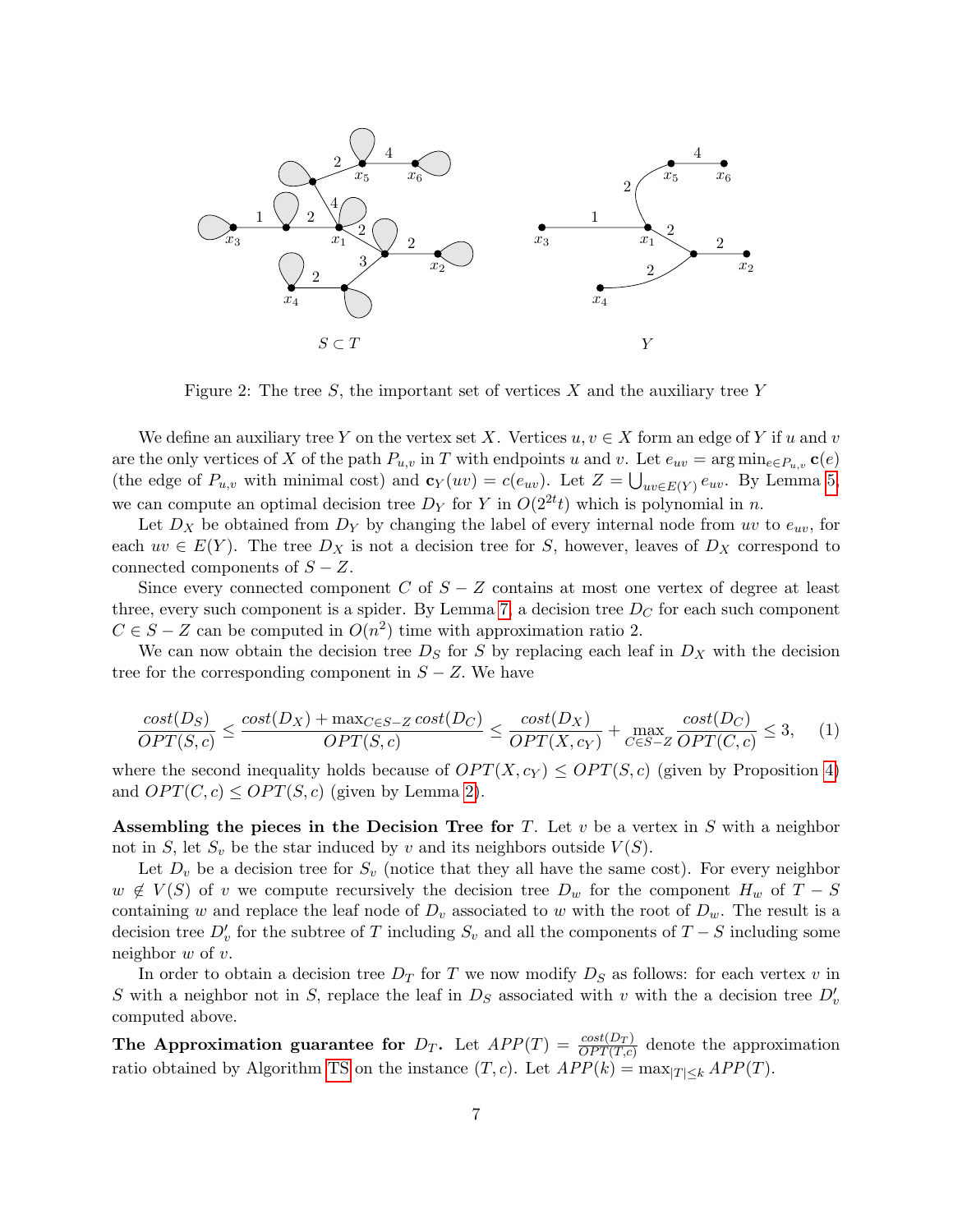Figure 2: The tree $S$, the important set of vertices $X$ and the auxiliary tree $Y$

We define an auxiliary tree $Y$ on the vertex set $X$. Vertices $u, v \in X$ form an edge of $Y$ if $u$ and $v$ are the only vertices of $X$ of the path $P_{u,v}$ in $T$ with endpoints $u$ and $v$. Let $e_{uv} = \arg\min_{e \in P_{u,v}} \mathbf{c}(e)$ (the edge of $P_{u,v}$ with minimal cost) and $\mathbf{c}_Y(uv) = c(e_{uv})$. Let $Z = \bigcup_{uv \in E(Y)} e_{uv}$. By Lemma 5, we can compute an optimal decision tree $D_Y$ for $Y$ in $O(2^{2t}t)$ which is polynomial in $n$.

Let $D_X$ be obtained from $D_Y$ by changing the label of every internal node from $uv$ to $e_{uv}$, for each $uv \in E(Y)$. The tree $D_X$ is not a decision tree for $S$, however, leaves of $D_X$ correspond to connected components of $S - Z$.

Since every connected component $C$ of $S - Z$ contains at most one vertex of degree at least three, every such component is a spider. By Lemma 7, a decision tree $D_C$ for each such component $C \in S - Z$ can be computed in $O(n^2)$ time with approximation ratio 2.

We can now obtain the decision tree $D_S$ for $S$ by replacing each leaf in $D_X$ with the decision tree for the corresponding component in $S - Z$. We have

$$\frac{cost(D_S)}{OPT(S,c)} \leq \frac{cost(D_X) + \max_{C \in S-Z} cost(D_C)}{OPT(S,c)} \leq \frac{cost(D_X)}{OPT(X,c_Y)} + \max_{C \in S-Z} \frac{cost(D_C)}{OPT(C,c)} \leq 3, \quad (1)$$

where the second inequality holds because of $OPT(X, c_Y) \leq OPT(S, c)$ (given by Proposition 4) and $OPT(C, c) \leq OPT(S, c)$ (given by Lemma 2).

**Assembling the pieces in the Decision Tree for $T$.** Let $v$ be a vertex in $S$ with a neighbor not in $S$, let $S_v$ be the star induced by $v$ and its neighbors outside $V(S)$.

Let $D_v$ be a decision tree for $S_v$ (notice that they all have the same cost). For every neighbor $w \notin V(S)$ of $v$ we compute recursively the decision tree $D_w$ for the component $H_w$ of $T - S$ containing $w$ and replace the leaf node of $D_v$ associated to $w$ with the root of $D_w$. The result is a decision tree $D'_v$ for the subtree of $T$ including $S_v$ and all the components of $T - S$ including some neighbor $w$ of $v$.

In order to obtain a decision tree $D_T$ for $T$ we now modify $D_S$ as follows: for each vertex $v$ in $S$ with a neighbor not in $S$, replace the leaf in $D_S$ associated with $v$ with a decision tree $D'_v$ computed above.

**The Approximation guarantee for $D_T$.** Let $APP(T) = \frac{cost(D_T)}{OPT(T,c)}$ denote the approximation ratio obtained by Algorithm TS on the instance $(T, c)$. Let $APP(k) = \max_{|T| \leq k} APP(T)$.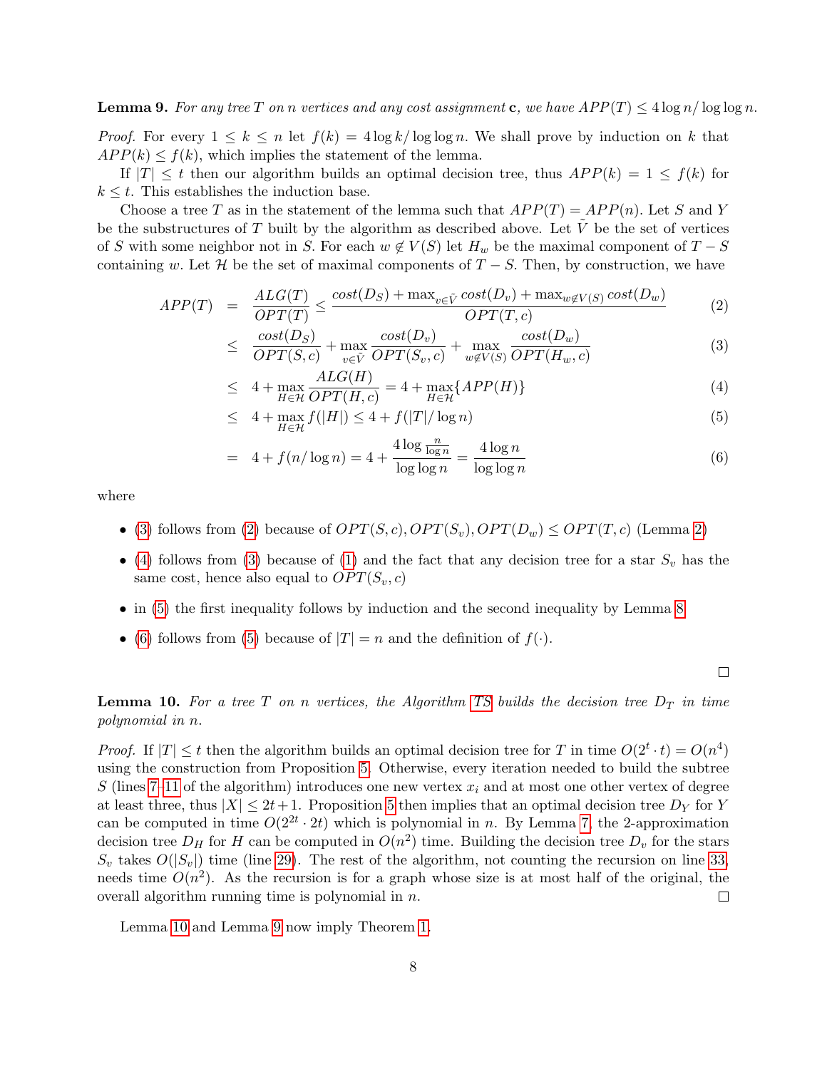**Lemma 9.** *For any tree $T$ on $n$ vertices and any cost assignment $\mathbf{c}$, we have $APP(T) \leq 4\log n/\log\log n$.*

*Proof.* For every $1 \leq k \leq n$ let $f(k) = 4\log k/\log\log n$. We shall prove by induction on $k$ that $APP(k) \leq f(k)$, which implies the statement of the lemma.

If $|T| \leq t$ then our algorithm builds an optimal decision tree, thus $APP(k) = 1 \leq f(k)$ for $k \leq t$. This establishes the induction base.

Choose a tree $T$ as in the statement of the lemma such that $APP(T) = APP(n)$. Let $S$ and $Y$ be the substructures of $T$ built by the algorithm as described above. Let $\tilde{V}$ be the set of vertices of $S$ with some neighbor not in $S$. For each $w \notin V(S)$ let $H_w$ be the maximal component of $T - S$ containing $w$. Let $\mathcal{H}$ be the set of maximal components of $T - S$. Then, by construction, we have

$$
\begin{aligned}
APP(T) &= \frac{ALG(T)}{OPT(T)} \leq \frac{cost(D_S) + \max_{v\in\tilde{V}} cost(D_v) + \max_{w\notin V(S)} cost(D_w)}{OPT(T,c)} && (2)\\
&\leq \frac{cost(D_S)}{OPT(S,c)} + \max_{v\in\tilde{V}} \frac{cost(D_v)}{OPT(S_v,c)} + \max_{w\notin V(S)} \frac{cost(D_w)}{OPT(H_w,c)} && (3)\\
&\leq 4 + \max_{H\in\mathcal{H}} \frac{ALG(H)}{OPT(H,c)} = 4 + \max_{H\in\mathcal{H}} \{APP(H)\} && (4)\\
&\leq 4 + \max_{H\in\mathcal{H}} f(|H|) \leq 4 + f(|T|/\log n) && (5)\\
&= 4 + f(n/\log n) = 4 + \frac{4\log\frac{n}{\log n}}{\log\log n} = \frac{4\log n}{\log\log n} && (6)
\end{aligned}
$$

where

- (3) follows from (2) because of $OPT(S,c), OPT(S_v), OPT(D_w) \leq OPT(T,c)$ (Lemma 2)
- (4) follows from (3) because of (1) and the fact that any decision tree for a star $S_v$ has the same cost, hence also equal to $OPT(S_v,c)$
- in (5) the first inequality follows by induction and the second inequality by Lemma 8
- (6) follows from (5) because of $|T| = n$ and the definition of $f(\cdot)$.

□

**Lemma 10.** *For a tree $T$ on $n$ vertices, the Algorithm TS builds the decision tree $D_T$ in time polynomial in $n$.*

*Proof.* If $|T| \leq t$ then the algorithm builds an optimal decision tree for $T$ in time $O(2^t \cdot t) = O(n^4)$ using the construction from Proposition 5. Otherwise, every iteration needed to build the subtree $S$ (lines 7–11 of the algorithm) introduces one new vertex $x_i$ and at most one other vertex of degree at least three, thus $|X| \leq 2t+1$. Proposition 5 then implies that an optimal decision tree $D_Y$ for $Y$ can be computed in time $O(2^{2t} \cdot 2t)$ which is polynomial in $n$. By Lemma 7, the 2-approximation decision tree $D_H$ for $H$ can be computed in $O(n^2)$ time. Building the decision tree $D_v$ for the stars $S_v$ takes $O(|S_v|)$ time (line 29). The rest of the algorithm, not counting the recursion on line 33, needs time $O(n^2)$. As the recursion is for a graph whose size is at most half of the original, the overall algorithm running time is polynomial in $n$. □

Lemma 10 and Lemma 9 now imply Theorem 1.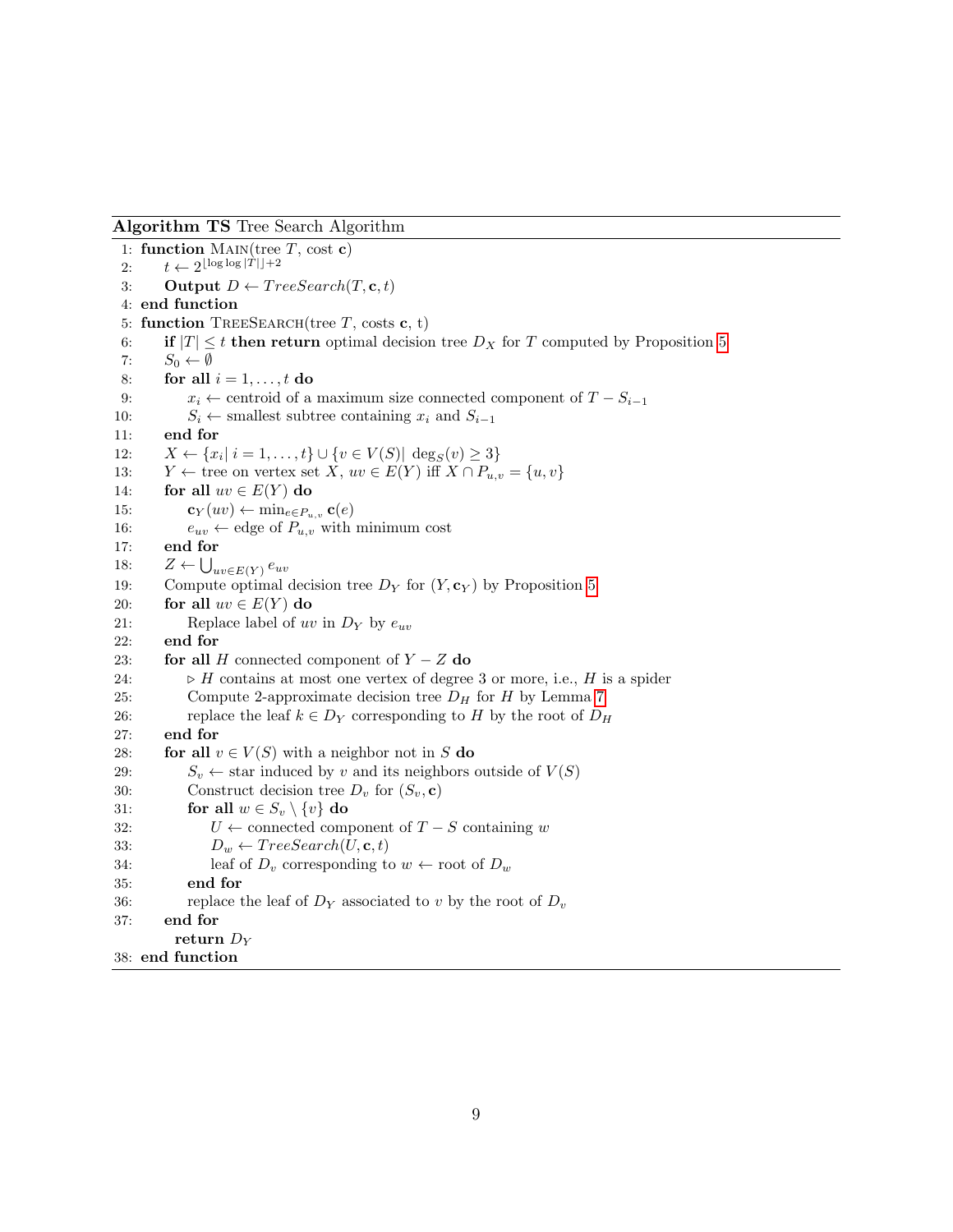**Algorithm TS** Tree Search Algorithm

```
1:  function MAIN(tree T, cost c)
2:      t ← 2^{⌊log log |T|⌋+2}
3:      Output D ← TreeSearch(T, c, t)
4:  end function
5:  function TREESEARCH(tree T, costs c, t)
6:      if |T| ≤ t then return optimal decision tree D_X for T computed by Proposition 5
7:      S_0 ← ∅
8:      for all i = 1, ..., t do
9:          x_i ← centroid of a maximum size connected component of T − S_{i−1}
10:         S_i ← smallest subtree containing x_i and S_{i−1}
11:     end for
12:     X ← {x_i | i = 1, ..., t} ∪ {v ∈ V(S) | deg_S(v) ≥ 3}
13:     Y ← tree on vertex set X, uv ∈ E(Y) iff X ∩ P_{u,v} = {u, v}
14:     for all uv ∈ E(Y) do
15:         c_Y(uv) ← min_{e∈P_{u,v}} c(e)
16:         e_uv ← edge of P_{u,v} with minimum cost
17:     end for
18:     Z ← ⋃_{uv∈E(Y)} e_uv
19:     Compute optimal decision tree D_Y for (Y, c_Y) by Proposition 5
20:     for all uv ∈ E(Y) do
21:         Replace label of uv in D_Y by e_uv
22:     end for
23:     for all H connected component of Y − Z do
24:         ▷ H contains at most one vertex of degree 3 or more, i.e., H is a spider
25:         Compute 2-approximate decision tree D_H for H by Lemma 7
26:         replace the leaf k ∈ D_Y corresponding to H by the root of D_H
27:     end for
28:     for all v ∈ V(S) with a neighbor not in S do
29:         S_v ← star induced by v and its neighbors outside of V(S)
30:         Construct decision tree D_v for (S_v, c)
31:         for all w ∈ S_v \ {v} do
32:             U ← connected component of T − S containing w
33:             D_w ← TreeSearch(U, c, t)
34:             leaf of D_v corresponding to w ← root of D_w
35:         end for
36:         replace the leaf of D_Y associated to v by the root of D_v
37:     end for
        return D_Y
38: end function
```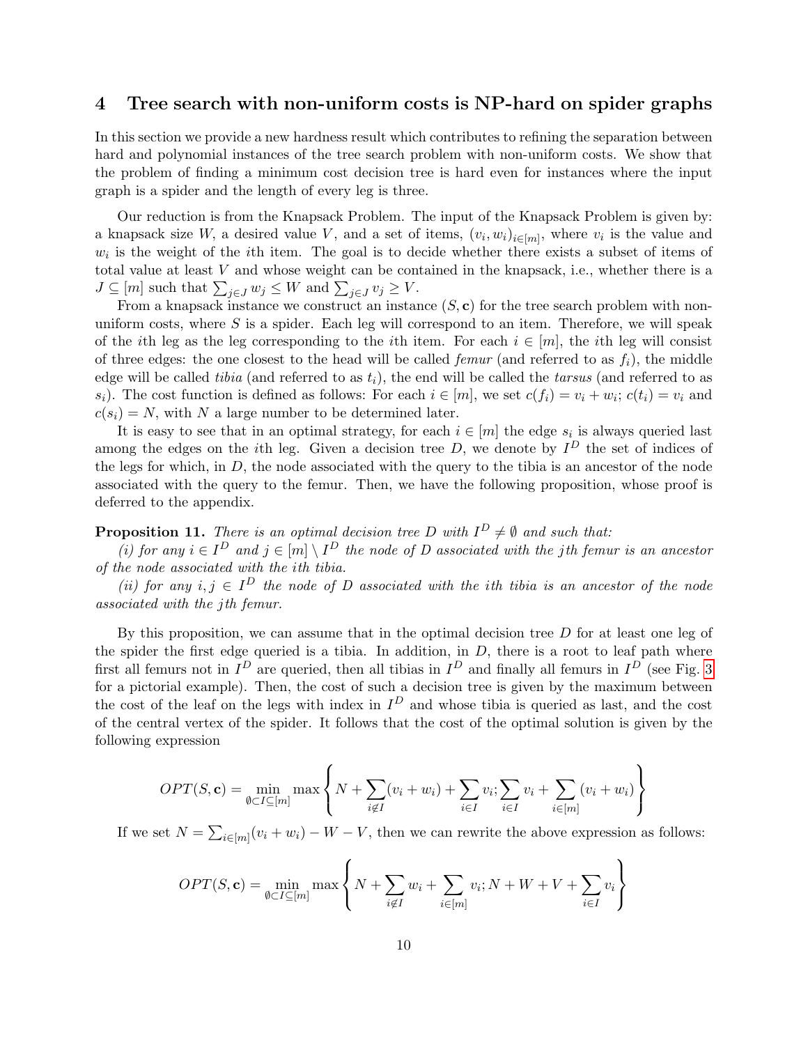## 4 Tree search with non-uniform costs is NP-hard on spider graphs

In this section we provide a new hardness result which contributes to refining the separation between hard and polynomial instances of the tree search problem with non-uniform costs. We show that the problem of finding a minimum cost decision tree is hard even for instances where the input graph is a spider and the length of every leg is three.

Our reduction is from the Knapsack Problem. The input of the Knapsack Problem is given by: a knapsack size $W$, a desired value $V$, and a set of items, $(v_i, w_i)_{i \in [m]}$, where $v_i$ is the value and $w_i$ is the weight of the $i$th item. The goal is to decide whether there exists a subset of items of total value at least $V$ and whose weight can be contained in the knapsack, i.e., whether there is a $J \subseteq [m]$ such that $\sum_{j \in J} w_j \leq W$ and $\sum_{j \in J} v_j \geq V$.

From a knapsack instance we construct an instance $(S, \mathbf{c})$ for the tree search problem with non-uniform costs, where $S$ is a spider. Each leg will correspond to an item. Therefore, we will speak of the $i$th leg as the leg corresponding to the $i$th item. For each $i \in [m]$, the $i$th leg will consist of three edges: the one closest to the head will be called *femur* (and referred to as $f_i$), the middle edge will be called *tibia* (and referred to as $t_i$), the end will be called the *tarsus* (and referred to as $s_i$). The cost function is defined as follows: For each $i \in [m]$, we set $c(f_i) = v_i + w_i$; $c(t_i) = v_i$ and $c(s_i) = N$, with $N$ a large number to be determined later.

It is easy to see that in an optimal strategy, for each $i \in [m]$ the edge $s_i$ is always queried last among the edges on the $i$th leg. Given a decision tree $D$, we denote by $I^D$ the set of indices of the legs for which, in $D$, the node associated with the query to the tibia is an ancestor of the node associated with the query to the femur. Then, we have the following proposition, whose proof is deferred to the appendix.

**Proposition 11.** *There is an optimal decision tree $D$ with $I^D \neq \emptyset$ and such that:*

*(i) for any $i \in I^D$ and $j \in [m] \setminus I^D$ the node of $D$ associated with the $j$th femur is an ancestor of the node associated with the $i$th tibia.*

*(ii) for any $i, j \in I^D$ the node of $D$ associated with the $i$th tibia is an ancestor of the node associated with the $j$th femur.*

By this proposition, we can assume that in the optimal decision tree $D$ for at least one leg of the spider the first edge queried is a tibia. In addition, in $D$, there is a root to leaf path where first all femurs not in $I^D$ are queried, then all tibias in $I^D$ and finally all femurs in $I^D$ (see Fig. 3 for a pictorial example). Then, the cost of such a decision tree is given by the maximum between the cost of the leaf on the legs with index in $I^D$ and whose tibia is queried as last, and the cost of the central vertex of the spider. It follows that the cost of the optimal solution is given by the following expression

$$OPT(S, \mathbf{c}) = \min_{\emptyset \subset I \subseteq [m]} \max \left\{ N + \sum_{i \notin I} (v_i + w_i) + \sum_{i \in I} v_i ; \sum_{i \in I} v_i + \sum_{i \in [m]} (v_i + w_i) \right\}$$

If we set $N = \sum_{i \in [m]} (v_i + w_i) - W - V$, then we can rewrite the above expression as follows:

$$OPT(S, \mathbf{c}) = \min_{\emptyset \subset I \subseteq [m]} \max \left\{ N + \sum_{i \notin I} w_i + \sum_{i \in [m]} v_i ; N + W + V + \sum_{i \in I} v_i \right\}$$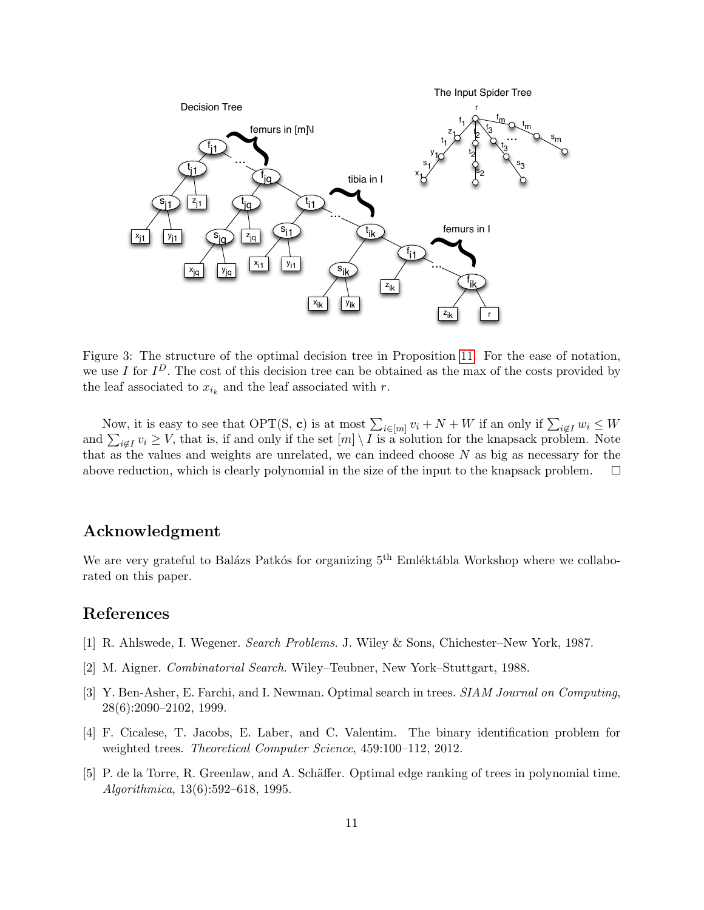Figure 3: The structure of the optimal decision tree in Proposition 11. For the ease of notation, we use $I$ for $I^D$. The cost of this decision tree can be obtained as the max of the costs provided by the leaf associated to $x_{i_k}$ and the leaf associated with $r$.

Now, it is easy to see that OPT(S, $\mathbf{c}$) is at most $\sum_{i \in [m]} v_i + N + W$ if an only if $\sum_{i \notin I} w_i \leq W$ and $\sum_{i \notin I} v_i \geq V$, that is, if and only if the set $[m] \setminus I$ is a solution for the knapsack problem. Note that as the values and weights are unrelated, we can indeed choose $N$ as big as necessary for the above reduction, which is clearly polynomial in the size of the input to the knapsack problem. □

## Acknowledgment

We are very grateful to Balázs Patkós for organizing 5th Emléktábla Workshop where we collaborated on this paper.

## References

[1] R. Ahlswede, I. Wegener. *Search Problems*. J. Wiley & Sons, Chichester–New York, 1987.

[2] M. Aigner. *Combinatorial Search*. Wiley–Teubner, New York–Stuttgart, 1988.

[3] Y. Ben-Asher, E. Farchi, and I. Newman. Optimal search in trees. *SIAM Journal on Computing*, 28(6):2090–2102, 1999.

[4] F. Cicalese, T. Jacobs, E. Laber, and C. Valentim. The binary identification problem for weighted trees. *Theoretical Computer Science*, 459:100–112, 2012.

[5] P. de la Torre, R. Greenlaw, and A. Schäffer. Optimal edge ranking of trees in polynomial time. *Algorithmica*, 13(6):592–618, 1995.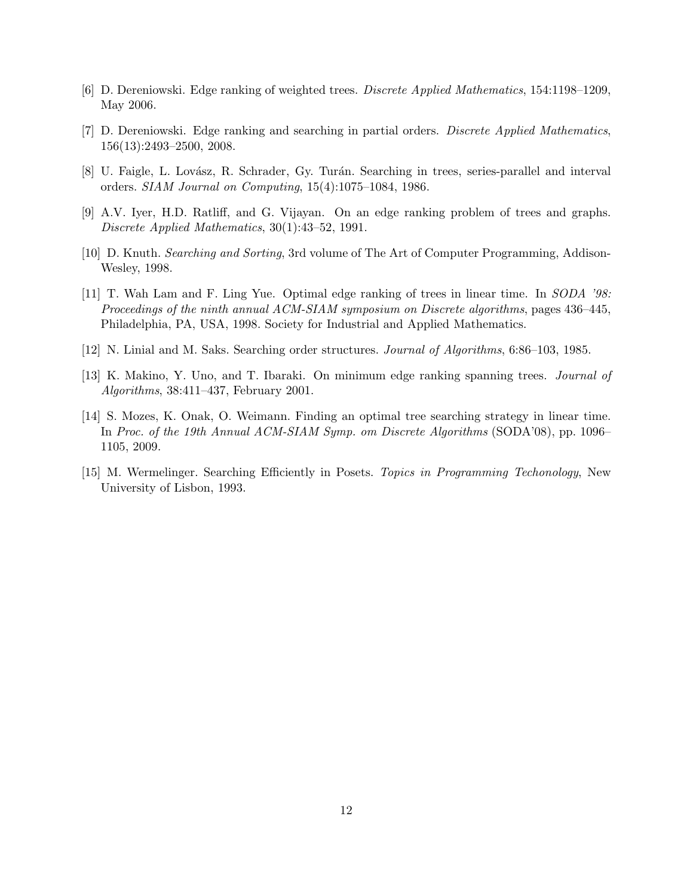[6] D. Dereniowski. Edge ranking of weighted trees. *Discrete Applied Mathematics*, 154:1198–1209, May 2006.

[7] D. Dereniowski. Edge ranking and searching in partial orders. *Discrete Applied Mathematics*, 156(13):2493–2500, 2008.

[8] U. Faigle, L. Lovász, R. Schrader, Gy. Turán. Searching in trees, series-parallel and interval orders. *SIAM Journal on Computing*, 15(4):1075–1084, 1986.

[9] A.V. Iyer, H.D. Ratliff, and G. Vijayan. On an edge ranking problem of trees and graphs. *Discrete Applied Mathematics*, 30(1):43–52, 1991.

[10] D. Knuth. *Searching and Sorting*, 3rd volume of The Art of Computer Programming, Addison-Wesley, 1998.

[11] T. Wah Lam and F. Ling Yue. Optimal edge ranking of trees in linear time. In *SODA '98: Proceedings of the ninth annual ACM-SIAM symposium on Discrete algorithms*, pages 436–445, Philadelphia, PA, USA, 1998. Society for Industrial and Applied Mathematics.

[12] N. Linial and M. Saks. Searching order structures. *Journal of Algorithms*, 6:86–103, 1985.

[13] K. Makino, Y. Uno, and T. Ibaraki. On minimum edge ranking spanning trees. *Journal of Algorithms*, 38:411–437, February 2001.

[14] S. Mozes, K. Onak, O. Weimann. Finding an optimal tree searching strategy in linear time. In *Proc. of the 19th Annual ACM-SIAM Symp. om Discrete Algorithms* (SODA'08), pp. 1096–1105, 2009.

[15] M. Wermelinger. Searching Efficiently in Posets. *Topics in Programming Techonology*, New University of Lisbon, 1993.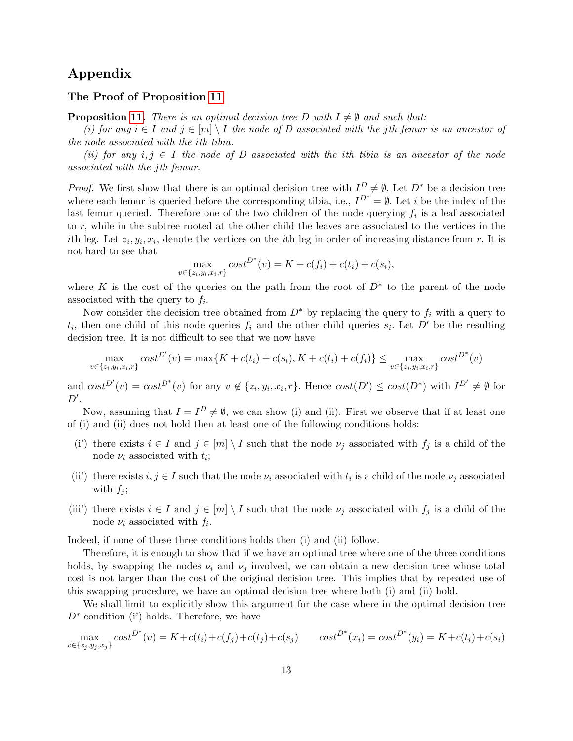# Appendix

## The Proof of Proposition 11

**Proposition 11.** *There is an optimal decision tree $D$ with $I \neq \emptyset$ and such that:*

*(i) for any $i \in I$ and $j \in [m] \setminus I$ the node of $D$ associated with the $j$th femur is an ancestor of the node associated with the $i$th tibia.*

*(ii) for any $i, j \in I$ the node of $D$ associated with the $i$th tibia is an ancestor of the node associated with the $j$th femur.*

*Proof.* We first show that there is an optimal decision tree with $I^D \neq \emptyset$. Let $D^*$ be a decision tree where each femur is queried before the corresponding tibia, i.e., $I^{D^*} = \emptyset$. Let $i$ be the index of the last femur queried. Therefore one of the two children of the node querying $f_i$ is a leaf associated to $r$, while in the subtree rooted at the other child the leaves are associated to the vertices in the $i$th leg. Let $z_i, y_i, x_i$, denote the vertices on the $i$th leg in order of increasing distance from $r$. It is not hard to see that

$$\max_{v \in \{z_i, y_i, x_i, r\}} cost^{D^*}(v) = K + c(f_i) + c(t_i) + c(s_i),$$

where $K$ is the cost of the queries on the path from the root of $D^*$ to the parent of the node associated with the query to $f_i$.

Now consider the decision tree obtained from $D^*$ by replacing the query to $f_i$ with a query to $t_i$, then one child of this node queries $f_i$ and the other child queries $s_i$. Let $D'$ be the resulting decision tree. It is not difficult to see that we now have

$$\max_{v \in \{z_i, y_i, x_i, r\}} cost^{D'}(v) = \max\{K + c(t_i) + c(s_i), K + c(t_i) + c(f_i)\} \leq \max_{v \in \{z_i, y_i, x_i, r\}} cost^{D^*}(v)$$

and $cost^{D'}(v) = cost^{D^*}(v)$ for any $v \notin \{z_i, y_i, x_i, r\}$. Hence $cost(D') \leq cost(D^*)$ with $I^{D'} \neq \emptyset$ for $D'$.

Now, assuming that $I = I^D \neq \emptyset$, we can show (i) and (ii). First we observe that if at least one of (i) and (ii) does not hold then at least one of the following conditions holds:

- (i') there exists $i \in I$ and $j \in [m] \setminus I$ such that the node $\nu_j$ associated with $f_j$ is a child of the node $\nu_i$ associated with $t_i$;
- (ii') there exists $i, j \in I$ such that the node $\nu_i$ associated with $t_i$ is a child of the node $\nu_j$ associated with $f_j$;
- (iii') there exists $i \in I$ and $j \in [m] \setminus I$ such that the node $\nu_j$ associated with $f_j$ is a child of the node $\nu_i$ associated with $f_i$.

Indeed, if none of these three conditions holds then (i) and (ii) follow.

Therefore, it is enough to show that if we have an optimal tree where one of the three conditions holds, by swapping the nodes $\nu_i$ and $\nu_j$ involved, we can obtain a new decision tree whose total cost is not larger than the cost of the original decision tree. This implies that by repeated use of this swapping procedure, we have an optimal decision tree where both (i) and (ii) hold.

We shall limit to explicitly show this argument for the case where in the optimal decision tree $D^*$ condition (i') holds. Therefore, we have

$$\max_{v \in \{z_j, y_j, x_j\}} cost^{D^*}(v) = K + c(t_i) + c(f_j) + c(t_j) + c(s_j) \qquad cost^{D^*}(x_i) = cost^{D^*}(y_i) = K + c(t_i) + c(s_i)$$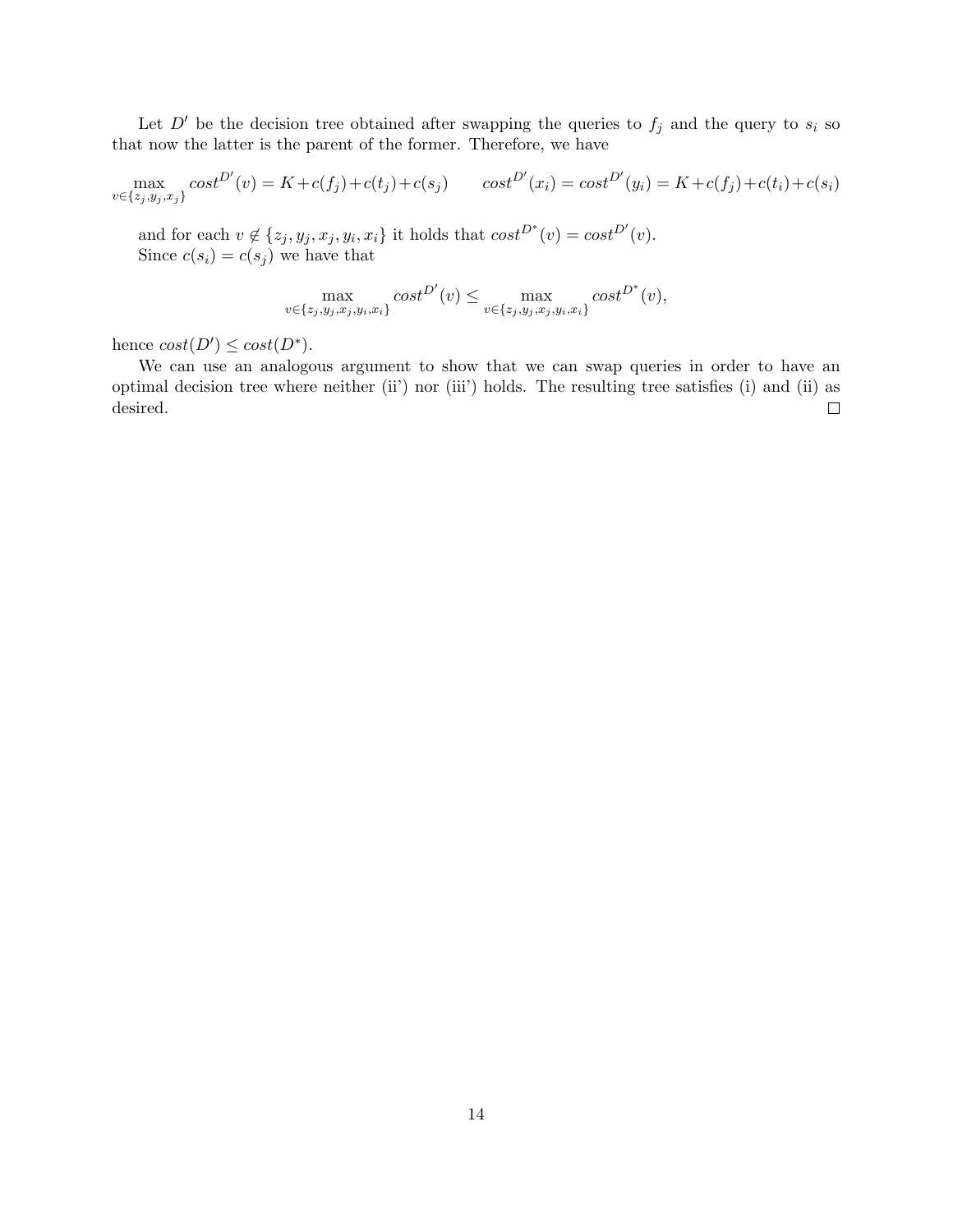Let $D'$ be the decision tree obtained after swapping the queries to $f_j$ and the query to $s_i$ so that now the latter is the parent of the former. Therefore, we have

$$\max_{v \in \{z_j, y_j, x_j\}} cost^{D'}(v) = K + c(f_j) + c(t_j) + c(s_j) \qquad cost^{D'}(x_i) = cost^{D'}(y_i) = K + c(f_j) + c(t_i) + c(s_i)$$

and for each $v \notin \{z_j, y_j, x_j, y_i, x_i\}$ it holds that $cost^{D^*}(v) = cost^{D'}(v)$.

Since $c(s_i) = c(s_j)$ we have that

$$\max_{v \in \{z_j, y_j, x_j, y_i, x_i\}} cost^{D'}(v) \leq \max_{v \in \{z_j, y_j, x_j, y_i, x_i\}} cost^{D^*}(v),$$

hence $cost(D') \leq cost(D^*)$.

We can use an analogous argument to show that we can swap queries in order to have an optimal decision tree where neither (ii') nor (iii') holds. The resulting tree satisfies (i) and (ii) as desired. $\square$